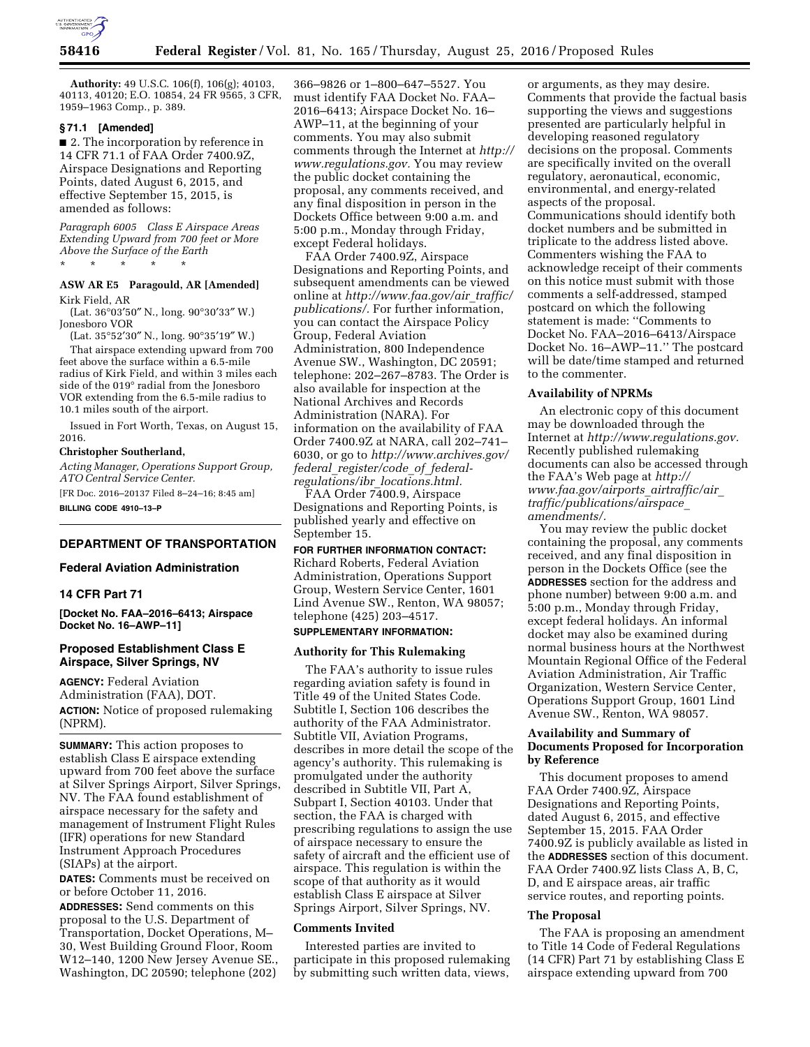**Authority:** 49 U.S.C. 106(f), 106(g); 40103, 40113, 40120; E.O. 10854, 24 FR 9565, 3 CFR, 1959–1963 Comp., p. 389.

**§ 71.1 [Amended]**

■ 2. The incorporation by reference in 14 CFR 71.1 of FAA Order 7400.9Z, Airspace Designations and Reporting Points, dated August 6, 2015, and effective September 15, 2015, is amended as follows:

*Paragraph 6005 Class E Airspace Areas Extending Upward from 700 feet or More Above the Surface of the Earth*

\* \* \* \* \*

**ASW AR E5 Paragould, AR [Amended]**

Kirk Field, AR

(Lat. 36°03′50″ N., long. 90°30′33″ W.)

Jonesboro VOR

(Lat. 35°52′30″ N., long. 90°35′19″ W.)

That airspace extending upward from 700 feet above the surface within a 6.5-mile radius of Kirk Field, and within 3 miles each side of the 019° radial from the Jonesboro VOR extending from the 6.5-mile radius to 10.1 miles south of the airport.

Issued in Fort Worth, Texas, on August 15, 2016.

**Christopher Southerland,**

*Acting Manager, Operations Support Group, ATO Central Service Center.*

[FR Doc. 2016–20137 Filed 8–24–16; 8:45 am]

**BILLING CODE 4910–13–P**

---

## DEPARTMENT OF TRANSPORTATION

### Federal Aviation Administration

### 14 CFR Part 71

**[Docket No. FAA–2016–6413; Airspace Docket No. 16–AWP–11]**

### Proposed Establishment Class E Airspace, Silver Springs, NV

**AGENCY:** Federal Aviation Administration (FAA), DOT.

**ACTION:** Notice of proposed rulemaking (NPRM).

**SUMMARY:** This action proposes to establish Class E airspace extending upward from 700 feet above the surface at Silver Springs Airport, Silver Springs, NV. The FAA found establishment of airspace necessary for the safety and management of Instrument Flight Rules (IFR) operations for new Standard Instrument Approach Procedures (SIAPs) at the airport.

**DATES:** Comments must be received on or before October 11, 2016.

**ADDRESSES:** Send comments on this proposal to the U.S. Department of Transportation, Docket Operations, M–30, West Building Ground Floor, Room W12–140, 1200 New Jersey Avenue SE., Washington, DC 20590; telephone (202) 366–9826 or 1–800–647–5527. You must identify FAA Docket No. FAA–2016–6413; Airspace Docket No. 16–AWP–11, at the beginning of your comments. You may also submit comments through the Internet at *http://www.regulations.gov.* You may review the public docket containing the proposal, any comments received, and any final disposition in person in the Dockets Office between 9:00 a.m. and 5:00 p.m., Monday through Friday, except Federal holidays.

FAA Order 7400.9Z, Airspace Designations and Reporting Points, and subsequent amendments can be viewed online at *http://www.faa.gov/air_traffic/publications/.* For further information, you can contact the Airspace Policy Group, Federal Aviation Administration, 800 Independence Avenue SW., Washington, DC 20591; telephone: 202–267–8783. The Order is also available for inspection at the National Archives and Records Administration (NARA). For information on the availability of FAA Order 7400.9Z at NARA, call 202–741–6030, or go to *http://www.archives.gov/federal_register/code_of_federal-regulations/ibr_locations.html.*

FAA Order 7400.9, Airspace Designations and Reporting Points, is published yearly and effective on September 15.

**FOR FURTHER INFORMATION CONTACT:** Richard Roberts, Federal Aviation Administration, Operations Support Group, Western Service Center, 1601 Lind Avenue SW., Renton, WA 98057; telephone (425) 203–4517.

**SUPPLEMENTARY INFORMATION:**

#### Authority for This Rulemaking

The FAA's authority to issue rules regarding aviation safety is found in Title 49 of the United States Code. Subtitle I, Section 106 describes the authority of the FAA Administrator. Subtitle VII, Aviation Programs, describes in more detail the scope of the agency's authority. This rulemaking is promulgated under the authority described in Subtitle VII, Part A, Subpart I, Section 40103. Under that section, the FAA is charged with prescribing regulations to assign the use of airspace necessary to ensure the safety of aircraft and the efficient use of airspace. This regulation is within the scope of that authority as it would establish Class E airspace at Silver Springs Airport, Silver Springs, NV.

#### Comments Invited

Interested parties are invited to participate in this proposed rulemaking by submitting such written data, views, or arguments, as they may desire. Comments that provide the factual basis supporting the views and suggestions presented are particularly helpful in developing reasoned regulatory decisions on the proposal. Comments are specifically invited on the overall regulatory, aeronautical, economic, environmental, and energy-related aspects of the proposal. Communications should identify both docket numbers and be submitted in triplicate to the address listed above. Commenters wishing the FAA to acknowledge receipt of their comments on this notice must submit with those comments a self-addressed, stamped postcard on which the following statement is made: "Comments to Docket No. FAA–2016–6413/Airspace Docket No. 16–AWP–11." The postcard will be date/time stamped and returned to the commenter.

#### Availability of NPRMs

An electronic copy of this document may be downloaded through the Internet at *http://www.regulations.gov.* Recently published rulemaking documents can also be accessed through the FAA's Web page at *http://www.faa.gov/airports_airtraffic/air_traffic/publications/airspace_amendments/.*

You may review the public docket containing the proposal, any comments received, and any final disposition in person in the Dockets Office (see the **ADDRESSES** section for the address and phone number) between 9:00 a.m. and 5:00 p.m., Monday through Friday, except federal holidays. An informal docket may also be examined during normal business hours at the Northwest Mountain Regional Office of the Federal Aviation Administration, Air Traffic Organization, Western Service Center, Operations Support Group, 1601 Lind Avenue SW., Renton, WA 98057.

#### Availability and Summary of Documents Proposed for Incorporation by Reference

This document proposes to amend FAA Order 7400.9Z, Airspace Designations and Reporting Points, dated August 6, 2015, and effective September 15, 2015. FAA Order 7400.9Z is publicly available as listed in the **ADDRESSES** section of this document. FAA Order 7400.9Z lists Class A, B, C, D, and E airspace areas, air traffic service routes, and reporting points.

#### The Proposal

The FAA is proposing an amendment to Title 14 Code of Federal Regulations (14 CFR) Part 71 by establishing Class E airspace extending upward from 700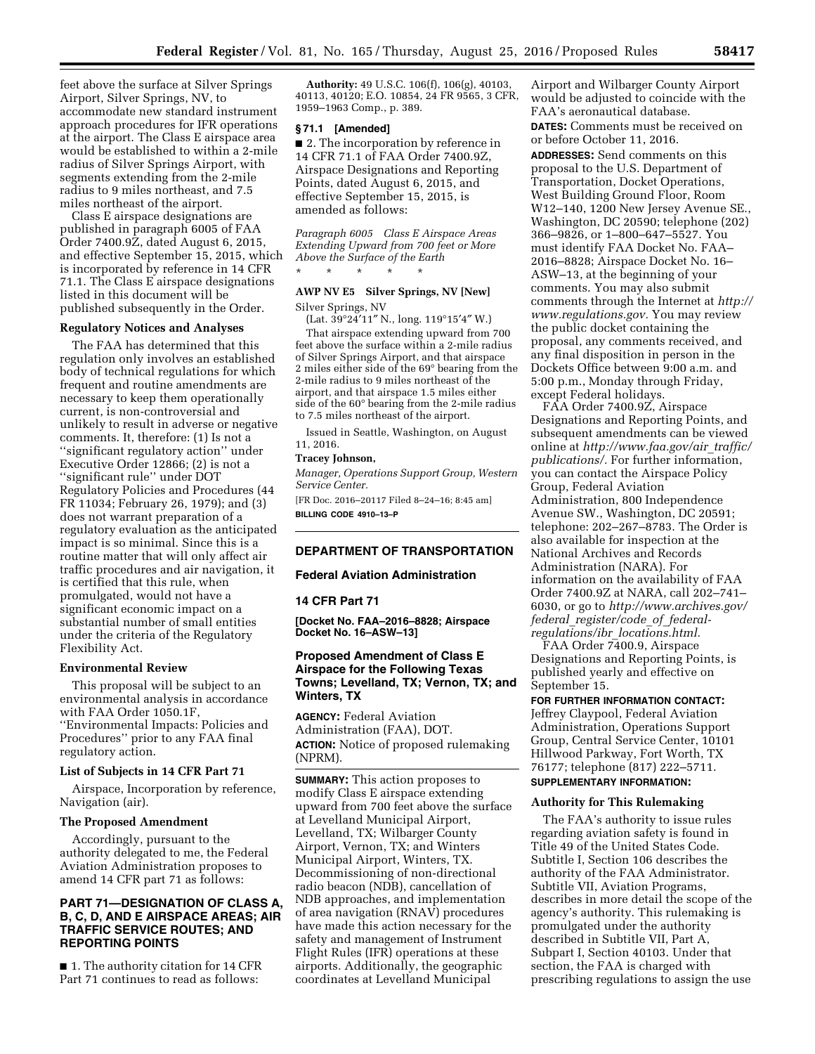feet above the surface at Silver Springs Airport, Silver Springs, NV, to accommodate new standard instrument approach procedures for IFR operations at the airport. The Class E airspace area would be established to within a 2-mile radius of Silver Springs Airport, with segments extending from the 2-mile radius to 9 miles northeast, and 7.5 miles northeast of the airport.

Class E airspace designations are published in paragraph 6005 of FAA Order 7400.9Z, dated August 6, 2015, and effective September 15, 2015, which is incorporated by reference in 14 CFR 71.1. The Class E airspace designations listed in this document will be published subsequently in the Order.

### Regulatory Notices and Analyses

The FAA has determined that this regulation only involves an established body of technical regulations for which frequent and routine amendments are necessary to keep them operationally current, is non-controversial and unlikely to result in adverse or negative comments. It, therefore: (1) Is not a ''significant regulatory action'' under Executive Order 12866; (2) is not a ''significant rule'' under DOT Regulatory Policies and Procedures (44 FR 11034; February 26, 1979); and (3) does not warrant preparation of a regulatory evaluation as the anticipated impact is so minimal. Since this is a routine matter that will only affect air traffic procedures and air navigation, it is certified that this rule, when promulgated, would not have a significant economic impact on a substantial number of small entities under the criteria of the Regulatory Flexibility Act.

### Environmental Review

This proposal will be subject to an environmental analysis in accordance with FAA Order 1050.1F, ''Environmental Impacts: Policies and Procedures'' prior to any FAA final regulatory action.

### List of Subjects in 14 CFR Part 71

Airspace, Incorporation by reference, Navigation (air).

### The Proposed Amendment

Accordingly, pursuant to the authority delegated to me, the Federal Aviation Administration proposes to amend 14 CFR part 71 as follows:

## PART 71—DESIGNATION OF CLASS A, B, C, D, AND E AIRSPACE AREAS; AIR TRAFFIC SERVICE ROUTES; AND REPORTING POINTS

■ 1. The authority citation for 14 CFR Part 71 continues to read as follows:

**Authority:** 49 U.S.C. 106(f), 106(g), 40103, 40113, 40120; E.O. 10854, 24 FR 9565, 3 CFR, 1959–1963 Comp., p. 389.

### § 71.1 [Amended]

■ 2. The incorporation by reference in 14 CFR 71.1 of FAA Order 7400.9Z, Airspace Designations and Reporting Points, dated August 6, 2015, and effective September 15, 2015, is amended as follows:

*Paragraph 6005 Class E Airspace Areas Extending Upward from 700 feet or More Above the Surface of the Earth*

\* \* \* \* \*

**AWP NV E5 Silver Springs, NV [New]**

Silver Springs, NV

(Lat. 39°24′11″ N., long. 119°15′4″ W.)

That airspace extending upward from 700 feet above the surface within a 2-mile radius of Silver Springs Airport, and that airspace 2 miles either side of the 69° bearing from the 2-mile radius to 9 miles northeast of the airport, and that airspace 1.5 miles either side of the 60° bearing from the 2-mile radius to 7.5 miles northeast of the airport.

Issued in Seattle, Washington, on August 11, 2016.

**Tracey Johnson,**

*Manager, Operations Support Group, Western Service Center.*

[FR Doc. 2016–20117 Filed 8–24–16; 8:45 am]

**BILLING CODE 4910–13–P**

---

## DEPARTMENT OF TRANSPORTATION

## Federal Aviation Administration

## 14 CFR Part 71

**[Docket No. FAA–2016–8828; Airspace Docket No. 16–ASW–13]**

## Proposed Amendment of Class E Airspace for the Following Texas Towns; Levelland, TX; Vernon, TX; and Winters, TX

**AGENCY:** Federal Aviation Administration (FAA), DOT.

**ACTION:** Notice of proposed rulemaking (NPRM).

**SUMMARY:** This action proposes to modify Class E airspace extending upward from 700 feet above the surface at Levelland Municipal Airport, Levelland, TX; Wilbarger County Airport, Vernon, TX; and Winters Municipal Airport, Winters, TX. Decommissioning of non-directional radio beacon (NDB), cancellation of NDB approaches, and implementation of area navigation (RNAV) procedures have made this action necessary for the safety and management of Instrument Flight Rules (IFR) operations at these airports. Additionally, the geographic coordinates at Levelland Municipal Airport and Wilbarger County Airport would be adjusted to coincide with the FAA's aeronautical database.

**DATES:** Comments must be received on or before October 11, 2016.

**ADDRESSES:** Send comments on this proposal to the U.S. Department of Transportation, Docket Operations, West Building Ground Floor, Room W12–140, 1200 New Jersey Avenue SE., Washington, DC 20590; telephone (202) 366–9826, or 1–800–647–5527. You must identify FAA Docket No. FAA–2016–8828; Airspace Docket No. 16–ASW–13, at the beginning of your comments. You may also submit comments through the Internet at *http://www.regulations.gov*. You may review the public docket containing the proposal, any comments received, and any final disposition in person in the Dockets Office between 9:00 a.m. and 5:00 p.m., Monday through Friday, except Federal holidays.

FAA Order 7400.9Z, Airspace Designations and Reporting Points, and subsequent amendments can be viewed online at *http://www.faa.gov/air_traffic/publications/*. For further information, you can contact the Airspace Policy Group, Federal Aviation Administration, 800 Independence Avenue SW., Washington, DC 20591; telephone: 202–267–8783. The Order is also available for inspection at the National Archives and Records Administration (NARA). For information on the availability of FAA Order 7400.9Z at NARA, call 202–741–6030, or go to *http://www.archives.gov/federal_register/code_of_federal-regulations/ibr_locations.html.*

FAA Order 7400.9, Airspace Designations and Reporting Points, is published yearly and effective on September 15.

**FOR FURTHER INFORMATION CONTACT:** Jeffrey Claypool, Federal Aviation Administration, Operations Support Group, Central Service Center, 10101 Hillwood Parkway, Fort Worth, TX 76177; telephone (817) 222–5711.

**SUPPLEMENTARY INFORMATION:**

### Authority for This Rulemaking

The FAA's authority to issue rules regarding aviation safety is found in Title 49 of the United States Code. Subtitle I, Section 106 describes the authority of the FAA Administrator. Subtitle VII, Aviation Programs, describes in more detail the scope of the agency's authority. This rulemaking is promulgated under the authority described in Subtitle VII, Part A, Subpart I, Section 40103. Under that section, the FAA is charged with prescribing regulations to assign the use